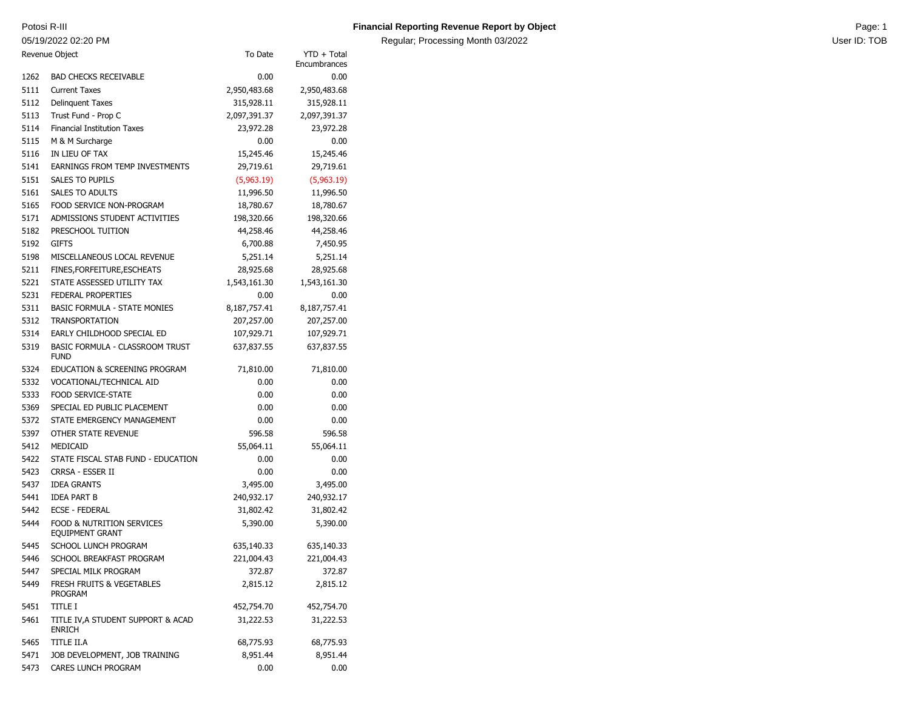Potosi R-III

05/19/2022 02:20 PM

# Financial Reporting Revenue Report by Object

Regular; Processing Month 03/2022

| Revenue Object | | To Date | YTD + Total Encumbrances |
|---|---|---|---|
| 1262 | BAD CHECKS RECEIVABLE | 0.00 | 0.00 |
| 5111 | Current Taxes | 2,950,483.68 | 2,950,483.68 |
| 5112 | Delinquent Taxes | 315,928.11 | 315,928.11 |
| 5113 | Trust Fund - Prop C | 2,097,391.37 | 2,097,391.37 |
| 5114 | Financial Institution Taxes | 23,972.28 | 23,972.28 |
| 5115 | M & M Surcharge | 0.00 | 0.00 |
| 5116 | IN LIEU OF TAX | 15,245.46 | 15,245.46 |
| 5141 | EARNINGS FROM TEMP INVESTMENTS | 29,719.61 | 29,719.61 |
| 5151 | SALES TO PUPILS | (5,963.19) | (5,963.19) |
| 5161 | SALES TO ADULTS | 11,996.50 | 11,996.50 |
| 5165 | FOOD SERVICE NON-PROGRAM | 18,780.67 | 18,780.67 |
| 5171 | ADMISSIONS STUDENT ACTIVITIES | 198,320.66 | 198,320.66 |
| 5182 | PRESCHOOL TUITION | 44,258.46 | 44,258.46 |
| 5192 | GIFTS | 6,700.88 | 7,450.95 |
| 5198 | MISCELLANEOUS LOCAL REVENUE | 5,251.14 | 5,251.14 |
| 5211 | FINES,FORFEITURE,ESCHEATS | 28,925.68 | 28,925.68 |
| 5221 | STATE ASSESSED UTILITY TAX | 1,543,161.30 | 1,543,161.30 |
| 5231 | FEDERAL PROPERTIES | 0.00 | 0.00 |
| 5311 | BASIC FORMULA - STATE MONIES | 8,187,757.41 | 8,187,757.41 |
| 5312 | TRANSPORTATION | 207,257.00 | 207,257.00 |
| 5314 | EARLY CHILDHOOD SPECIAL ED | 107,929.71 | 107,929.71 |
| 5319 | BASIC FORMULA - CLASSROOM TRUST FUND | 637,837.55 | 637,837.55 |
| 5324 | EDUCATION & SCREENING PROGRAM | 71,810.00 | 71,810.00 |
| 5332 | VOCATIONAL/TECHNICAL AID | 0.00 | 0.00 |
| 5333 | FOOD SERVICE-STATE | 0.00 | 0.00 |
| 5369 | SPECIAL ED PUBLIC PLACEMENT | 0.00 | 0.00 |
| 5372 | STATE EMERGENCY MANAGEMENT | 0.00 | 0.00 |
| 5397 | OTHER STATE REVENUE | 596.58 | 596.58 |
| 5412 | MEDICAID | 55,064.11 | 55,064.11 |
| 5422 | STATE FISCAL STAB FUND - EDUCATION | 0.00 | 0.00 |
| 5423 | CRRSA - ESSER II | 0.00 | 0.00 |
| 5437 | IDEA GRANTS | 3,495.00 | 3,495.00 |
| 5441 | IDEA PART B | 240,932.17 | 240,932.17 |
| 5442 | ECSE - FEDERAL | 31,802.42 | 31,802.42 |
| 5444 | FOOD & NUTRITION SERVICES EQUIPMENT GRANT | 5,390.00 | 5,390.00 |
| 5445 | SCHOOL LUNCH PROGRAM | 635,140.33 | 635,140.33 |
| 5446 | SCHOOL BREAKFAST PROGRAM | 221,004.43 | 221,004.43 |
| 5447 | SPECIAL MILK PROGRAM | 372.87 | 372.87 |
| 5449 | FRESH FRUITS & VEGETABLES PROGRAM | 2,815.12 | 2,815.12 |
| 5451 | TITLE I | 452,754.70 | 452,754.70 |
| 5461 | TITLE IV,A STUDENT SUPPORT & ACAD ENRICH | 31,222.53 | 31,222.53 |
| 5465 | TITLE II.A | 68,775.93 | 68,775.93 |
| 5471 | JOB DEVELOPMENT, JOB TRAINING | 8,951.44 | 8,951.44 |
| 5473 | CARES LUNCH PROGRAM | 0.00 | 0.00 |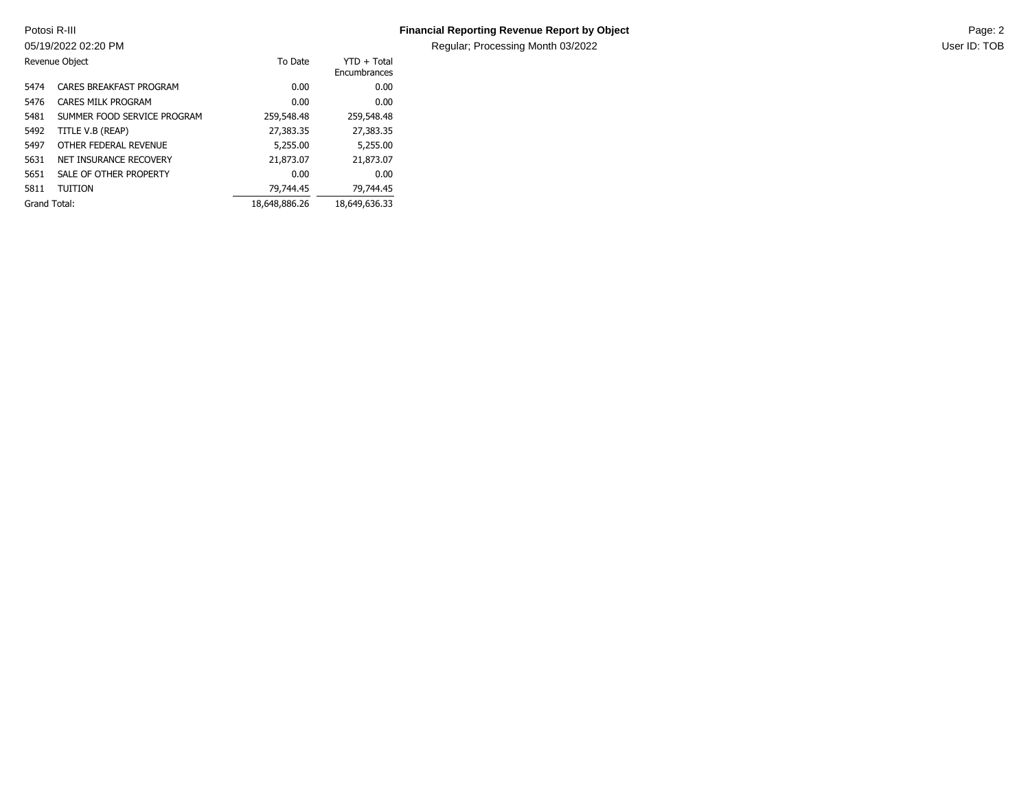Potosi R-III

05/19/2022 02:20 PM

**Financial Reporting Revenue Report by Object**

Regular; Processing Month 03/2022

User ID: TOB

| Revenue Object | | To Date | YTD + Total Encumbrances |
|---|---|---|---|
| 5474 | CARES BREAKFAST PROGRAM | 0.00 | 0.00 |
| 5476 | CARES MILK PROGRAM | 0.00 | 0.00 |
| 5481 | SUMMER FOOD SERVICE PROGRAM | 259,548.48 | 259,548.48 |
| 5492 | TITLE V.B (REAP) | 27,383.35 | 27,383.35 |
| 5497 | OTHER FEDERAL REVENUE | 5,255.00 | 5,255.00 |
| 5631 | NET INSURANCE RECOVERY | 21,873.07 | 21,873.07 |
| 5651 | SALE OF OTHER PROPERTY | 0.00 | 0.00 |
| 5811 | TUITION | 79,744.45 | 79,744.45 |
| Grand Total: | | 18,648,886.26 | 18,649,636.33 |